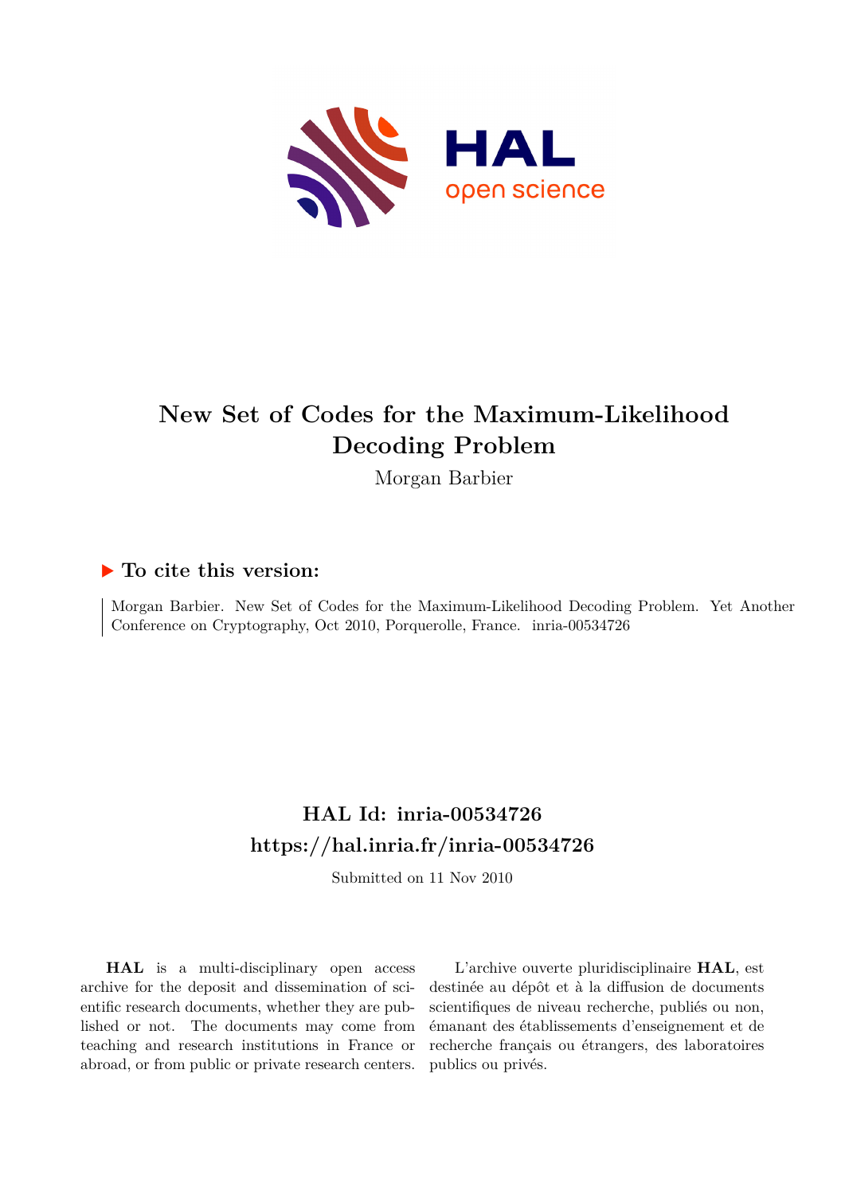# New Set of Codes for the Maximum-Likelihood Decoding Problem

Morgan Barbier

## ▶ To cite this version:

Morgan Barbier. New Set of Codes for the Maximum-Likelihood Decoding Problem. Yet Another Conference on Cryptography, Oct 2010, Porquerolle, France. inria-00534726

## HAL Id: inria-00534726

## https://hal.inria.fr/inria-00534726

Submitted on 11 Nov 2010

**HAL** is a multi-disciplinary open access archive for the deposit and dissemination of scientific research documents, whether they are published or not. The documents may come from teaching and research institutions in France or abroad, or from public or private research centers.

L'archive ouverte pluridisciplinaire **HAL**, est destinée au dépôt et à la diffusion de documents scientifiques de niveau recherche, publiés ou non, émanant des établissements d'enseignement et de recherche français ou étrangers, des laboratoires publics ou privés.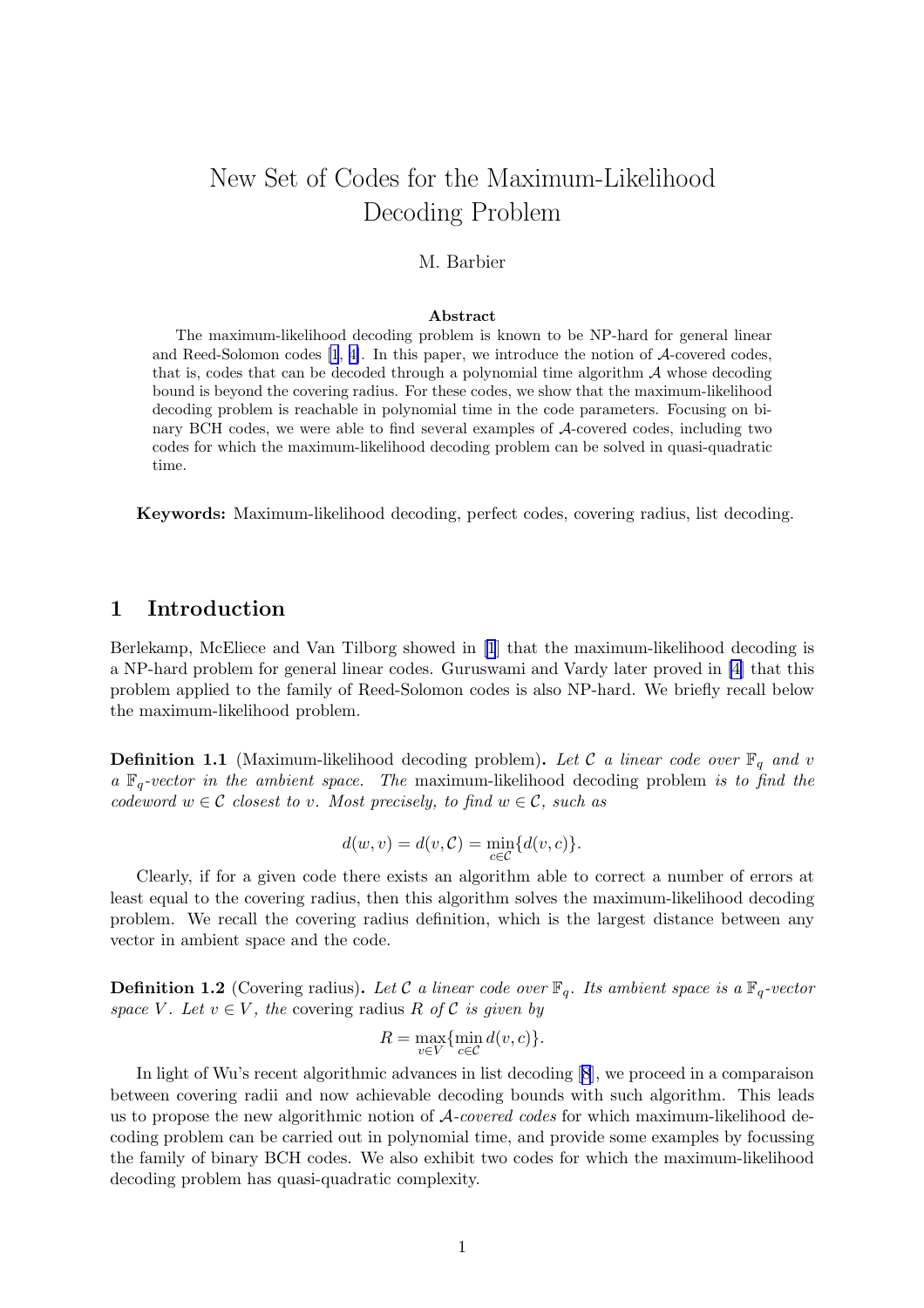# New Set of Codes for the Maximum-Likelihood Decoding Problem

M. Barbier

**Abstract**

The maximum-likelihood decoding problem is known to be NP-hard for general linear and Reed-Solomon codes [1, 4]. In this paper, we introduce the notion of $\mathcal{A}$-covered codes, that is, codes that can be decoded through a polynomial time algorithm $\mathcal{A}$ whose decoding bound is beyond the covering radius. For these codes, we show that the maximum-likelihood decoding problem is reachable in polynomial time in the code parameters. Focusing on binary BCH codes, we were able to find several examples of $\mathcal{A}$-covered codes, including two codes for which the maximum-likelihood decoding problem can be solved in quasi-quadratic time.

**Keywords:** Maximum-likelihood decoding, perfect codes, covering radius, list decoding.

## 1 Introduction

Berlekamp, McEliece and Van Tilborg showed in [1] that the maximum-likelihood decoding is a NP-hard problem for general linear codes. Guruswami and Vardy later proved in [4] that this problem applied to the family of Reed-Solomon codes is also NP-hard. We briefly recall below the maximum-likelihood problem.

**Definition 1.1** (Maximum-likelihood decoding problem)**.** *Let $\mathcal{C}$ a linear code over $\mathbb{F}_q$ and $v$ a $\mathbb{F}_q$-vector in the ambient space. The* maximum-likelihood decoding problem *is to find the codeword $w \in \mathcal{C}$ closest to $v$. Most precisely, to find $w \in \mathcal{C}$, such as*

$$d(w, v) = d(v, \mathcal{C}) = \min_{c \in \mathcal{C}}\{d(v, c)\}.$$

Clearly, if for a given code there exists an algorithm able to correct a number of errors at least equal to the covering radius, then this algorithm solves the maximum-likelihood decoding problem. We recall the covering radius definition, which is the largest distance between any vector in ambient space and the code.

**Definition 1.2** (Covering radius)**.** *Let $\mathcal{C}$ a linear code over $\mathbb{F}_q$. Its ambient space is a $\mathbb{F}_q$-vector space $V$. Let $v \in V$, the* covering radius *$R$ of $\mathcal{C}$ is given by*

$$R = \max_{v \in V}\{\min_{c \in \mathcal{C}} d(v, c)\}.$$

In light of Wu's recent algorithmic advances in list decoding [8], we proceed in a comparaison between covering radii and now achievable decoding bounds with such algorithm. This leads us to propose the new algorithmic notion of *$\mathcal{A}$-covered codes* for which maximum-likelihood decoding problem can be carried out in polynomial time, and provide some examples by focussing the family of binary BCH codes. We also exhibit two codes for which the maximum-likelihood decoding problem has quasi-quadratic complexity.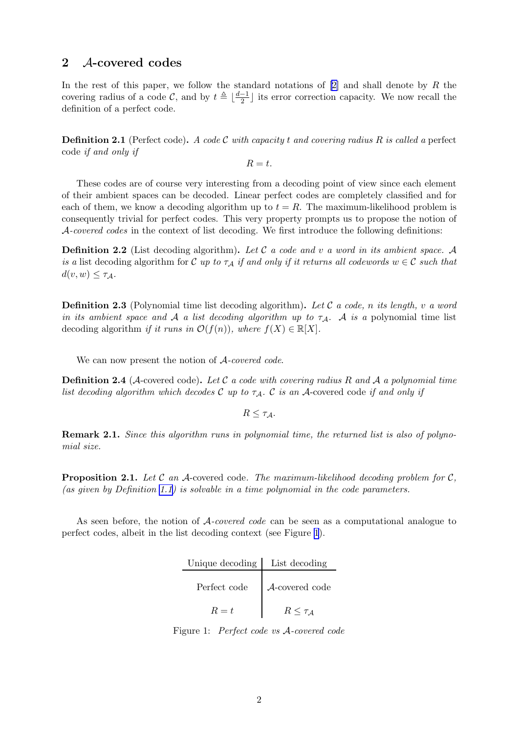## 2 $\mathcal{A}$-covered codes

In the rest of this paper, we follow the standard notations of [2] and shall denote by $R$ the covering radius of a code $\mathcal{C}$, and by $t \triangleq \lfloor \frac{d-1}{2} \rfloor$ its error correction capacity. We now recall the definition of a perfect code.

**Definition 2.1** (Perfect code)**.** *A code $\mathcal{C}$ with capacity $t$ and covering radius $R$ is called a* perfect code *if and only if*

$$R = t.$$

These codes are of course very interesting from a decoding point of view since each element of their ambient spaces can be decoded. Linear perfect codes are completely classified and for each of them, we know a decoding algorithm up to $t = R$. The maximum-likelihood problem is consequently trivial for perfect codes. This very property prompts us to propose the notion of *$\mathcal{A}$-covered codes* in the context of list decoding. We first introduce the following definitions:

**Definition 2.2** (List decoding algorithm)**.** *Let $\mathcal{C}$ a code and $v$ a word in its ambient space. $\mathcal{A}$ is a* list decoding algorithm for $\mathcal{C}$ *up to $\tau_{\mathcal{A}}$ if and only if it returns all codewords $w \in \mathcal{C}$ such that $d(v, w) \leq \tau_{\mathcal{A}}$.*

**Definition 2.3** (Polynomial time list decoding algorithm)**.** *Let $\mathcal{C}$ a code, $n$ its length, $v$ a word in its ambient space and $\mathcal{A}$ a list decoding algorithm up to $\tau_{\mathcal{A}}$. $\mathcal{A}$ is a* polynomial time list decoding algorithm *if it runs in $\mathcal{O}(f(n))$, where $f(X) \in \mathbb{R}[X]$.*

We can now present the notion of *$\mathcal{A}$-covered code*.

**Definition 2.4** ($\mathcal{A}$-covered code)**.** *Let $\mathcal{C}$ a code with covering radius $R$ and $\mathcal{A}$ a polynomial time list decoding algorithm which decodes $\mathcal{C}$ up to $\tau_{\mathcal{A}}$. $\mathcal{C}$ is an* $\mathcal{A}$-covered code *if and only if*

$$R \leq \tau_{\mathcal{A}}.$$

**Remark 2.1.** *Since this algorithm runs in polynomial time, the returned list is also of polynomial size.*

**Proposition 2.1.** *Let $\mathcal{C}$ an* $\mathcal{A}$-covered code. *The maximum-likelihood decoding problem for $\mathcal{C}$, (as given by Definition 1.1) is solvable in a time polynomial in the code parameters.*

As seen before, the notion of *$\mathcal{A}$-covered code* can be seen as a computational analogue to perfect codes, albeit in the list decoding context (see Figure 1).

| Unique decoding | List decoding |
|---|---|
| Perfect code | $\mathcal{A}$-covered code |
| $R = t$ | $R \leq \tau_{\mathcal{A}}$ |

Figure 1: *Perfect code vs $\mathcal{A}$-covered code*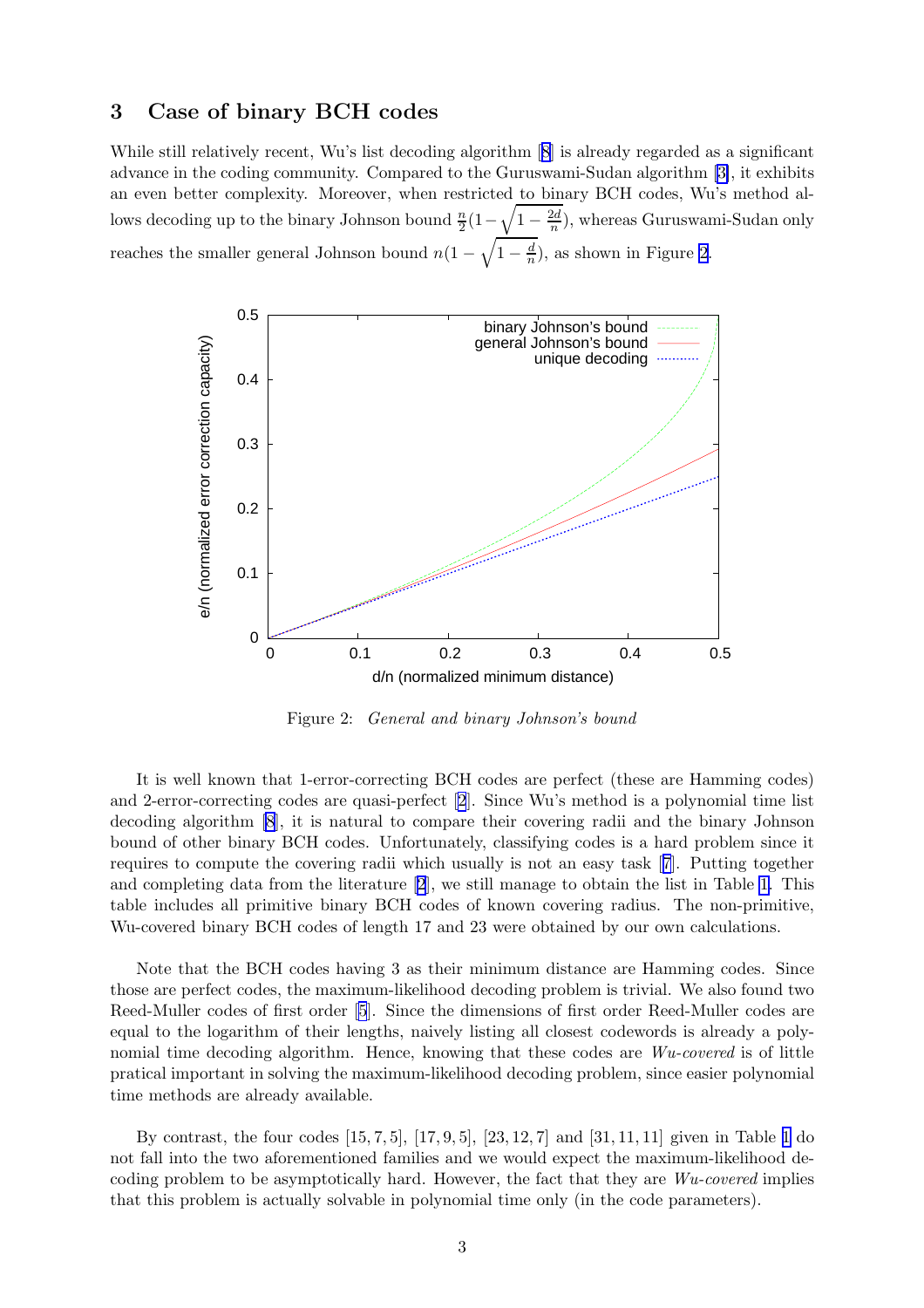## 3 Case of binary BCH codes

While still relatively recent, Wu's list decoding algorithm [8] is already regarded as a significant advance in the coding community. Compared to the Guruswami-Sudan algorithm [3], it exhibits an even better complexity. Moreover, when restricted to binary BCH codes, Wu's method allows decoding up to the binary Johnson bound $\frac{n}{2}(1-\sqrt{1-\frac{2d}{n}})$, whereas Guruswami-Sudan only reaches the smaller general Johnson bound $n(1-\sqrt{1-\frac{d}{n}})$, as shown in Figure 2.

Figure 2: *General and binary Johnson's bound*

It is well known that 1-error-correcting BCH codes are perfect (these are Hamming codes) and 2-error-correcting codes are quasi-perfect [2]. Since Wu's method is a polynomial time list decoding algorithm [8], it is natural to compare their covering radii and the binary Johnson bound of other binary BCH codes. Unfortunately, classifying codes is a hard problem since it requires to compute the covering radii which usually is not an easy task [7]. Putting together and completing data from the literature [2], we still manage to obtain the list in Table 1. This table includes all primitive binary BCH codes of known covering radius. The non-primitive, Wu-covered binary BCH codes of length 17 and 23 were obtained by our own calculations.

Note that the BCH codes having 3 as their minimum distance are Hamming codes. Since those are perfect codes, the maximum-likelihood decoding problem is trivial. We also found two Reed-Muller codes of first order [5]. Since the dimensions of first order Reed-Muller codes are equal to the logarithm of their lengths, naively listing all closest codewords is already a polynomial time decoding algorithm. Hence, knowing that these codes are *Wu-covered* is of little pratical important in solving the maximum-likelihood decoding problem, since easier polynomial time methods are already available.

By contrast, the four codes $[15,7,5]$, $[17,9,5]$, $[23,12,7]$ and $[31,11,11]$ given in Table 1 do not fall into the two aforementioned families and we would expect the maximum-likelihood decoding problem to be asymptotically hard. However, the fact that they are *Wu-covered* implies that this problem is actually solvable in polynomial time only (in the code parameters).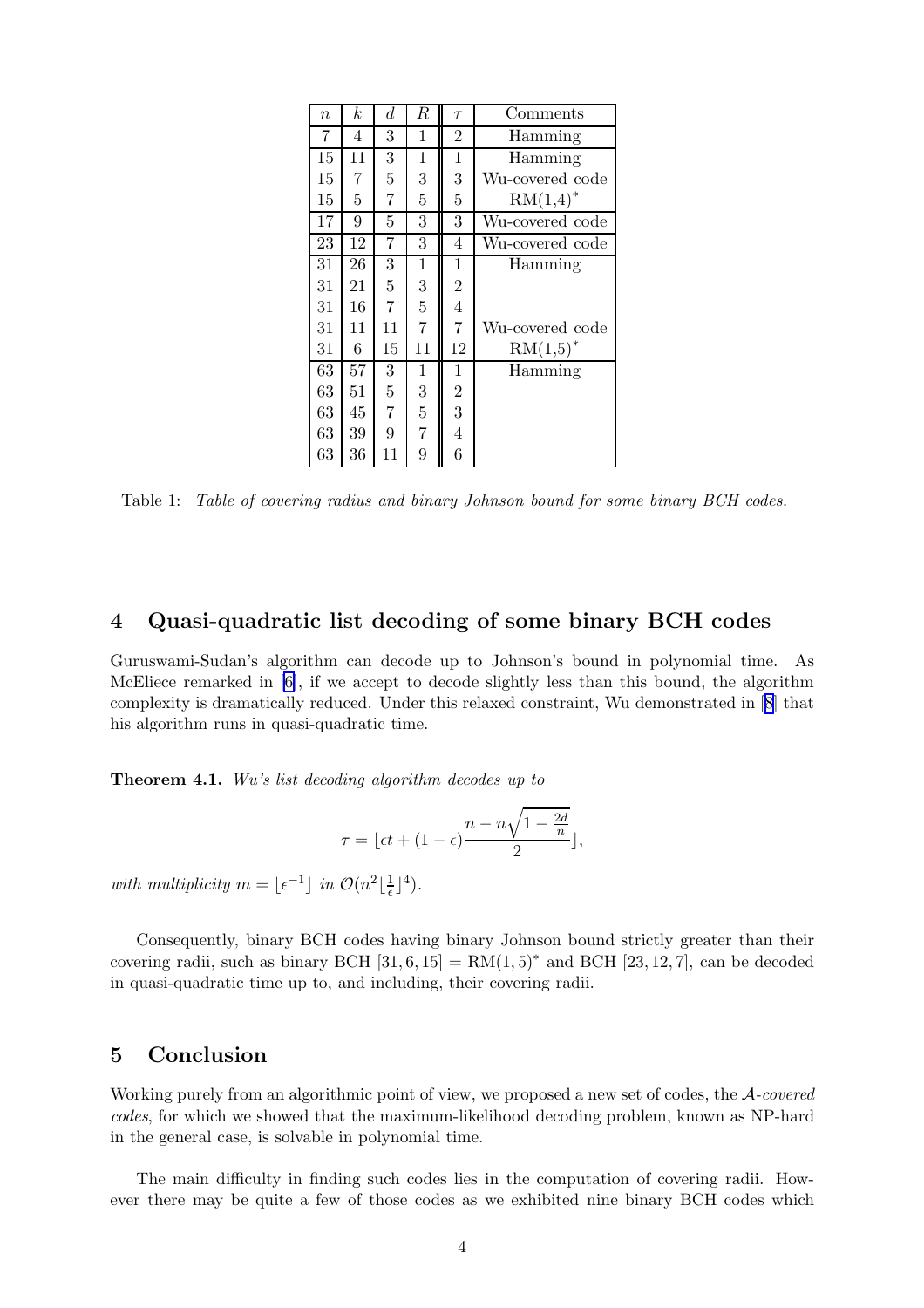| $n$ | $k$ | $d$ | $R$ | $\tau$ | Comments |
|---|---|---|---|---|---|
| 7 | 4 | 3 | 1 | 2 | Hamming |
| 15 | 11 | 3 | 1 | 1 | Hamming |
| 15 | 7 | 5 | 3 | 3 | Wu-covered code |
| 15 | 5 | 7 | 5 | 5 | RM(1,4)$^*$ |
| 17 | 9 | 5 | 3 | 3 | Wu-covered code |
| 23 | 12 | 7 | 3 | 4 | Wu-covered code |
| 31 | 26 | 3 | 1 | 1 | Hamming |
| 31 | 21 | 5 | 3 | 2 | |
| 31 | 16 | 7 | 5 | 4 | |
| 31 | 11 | 11 | 7 | 7 | Wu-covered code |
| 31 | 6 | 15 | 11 | 12 | RM(1,5)$^*$ |
| 63 | 57 | 3 | 1 | 1 | Hamming |
| 63 | 51 | 5 | 3 | 2 | |
| 63 | 45 | 7 | 5 | 3 | |
| 63 | 39 | 9 | 7 | 4 | |
| 63 | 36 | 11 | 9 | 6 | |

Table 1: *Table of covering radius and binary Johnson bound for some binary BCH codes.*

## 4 Quasi-quadratic list decoding of some binary BCH codes

Guruswami-Sudan's algorithm can decode up to Johnson's bound in polynomial time. As McEliece remarked in [6], if we accept to decode slightly less than this bound, the algorithm complexity is dramatically reduced. Under this relaxed constraint, Wu demonstrated in [8] that his algorithm runs in quasi-quadratic time.

**Theorem 4.1.** *Wu's list decoding algorithm decodes up to*

$$\tau = \lfloor \epsilon t + (1-\epsilon)\frac{n - n\sqrt{1-\frac{2d}{n}}}{2} \rfloor,$$

*with multiplicity* $m = \lfloor \epsilon^{-1} \rfloor$ *in* $\mathcal{O}(n^2 \lfloor \frac{1}{\epsilon} \rfloor^4)$.

Consequently, binary BCH codes having binary Johnson bound strictly greater than their covering radii, such as binary BCH $[31, 6, 15] = \mathrm{RM}(1,5)^*$ and BCH $[23, 12, 7]$, can be decoded in quasi-quadratic time up to, and including, their covering radii.

## 5 Conclusion

Working purely from an algorithmic point of view, we proposed a new set of codes, the $\mathcal{A}$-*covered codes*, for which we showed that the maximum-likelihood decoding problem, known as NP-hard in the general case, is solvable in polynomial time.

The main difficulty in finding such codes lies in the computation of covering radii. However there may be quite a few of those codes as we exhibited nine binary BCH codes which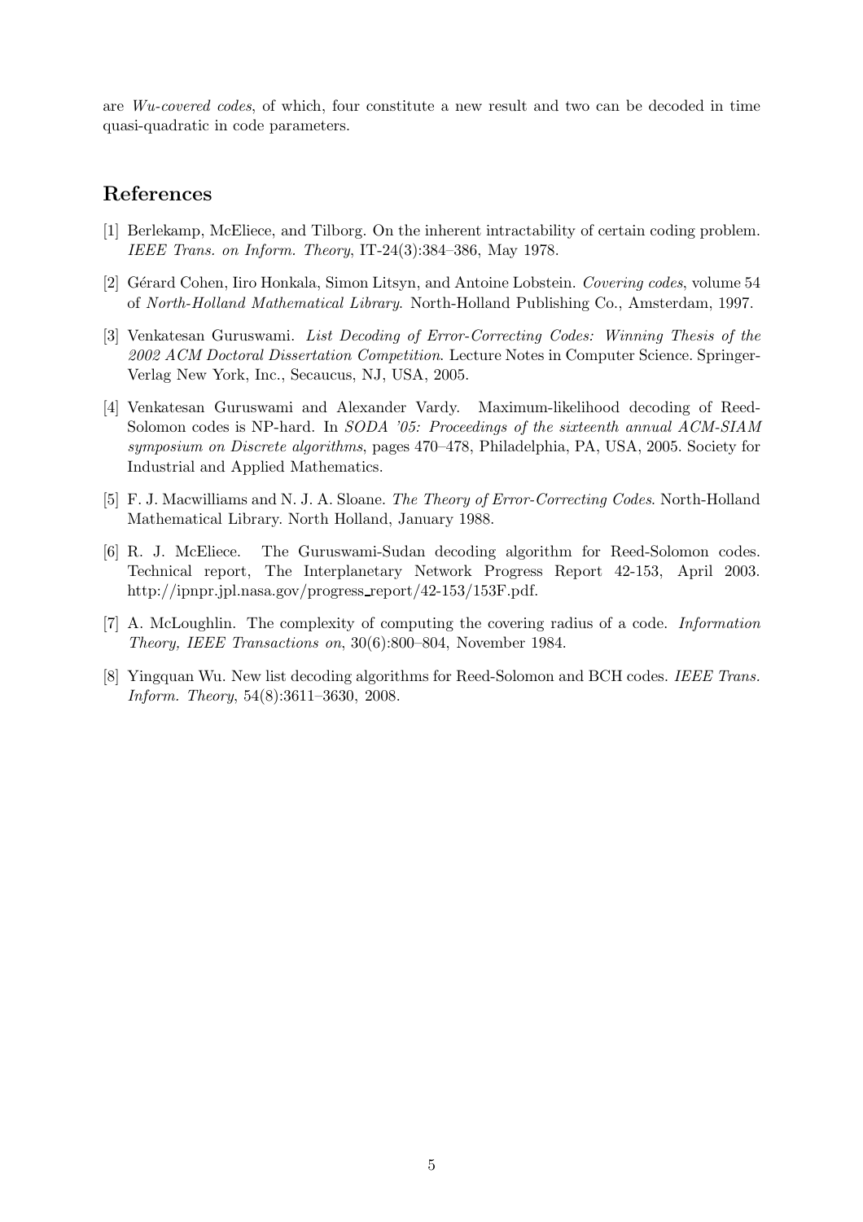are *Wu-covered codes*, of which, four constitute a new result and two can be decoded in time quasi-quadratic in code parameters.

## References

[1] Berlekamp, McEliece, and Tilborg. On the inherent intractability of certain coding problem. *IEEE Trans. on Inform. Theory*, IT-24(3):384–386, May 1978.

[2] Gérard Cohen, Iiro Honkala, Simon Litsyn, and Antoine Lobstein. *Covering codes*, volume 54 of *North-Holland Mathematical Library*. North-Holland Publishing Co., Amsterdam, 1997.

[3] Venkatesan Guruswami. *List Decoding of Error-Correcting Codes: Winning Thesis of the 2002 ACM Doctoral Dissertation Competition*. Lecture Notes in Computer Science. Springer-Verlag New York, Inc., Secaucus, NJ, USA, 2005.

[4] Venkatesan Guruswami and Alexander Vardy. Maximum-likelihood decoding of Reed-Solomon codes is NP-hard. In *SODA '05: Proceedings of the sixteenth annual ACM-SIAM symposium on Discrete algorithms*, pages 470–478, Philadelphia, PA, USA, 2005. Society for Industrial and Applied Mathematics.

[5] F. J. Macwilliams and N. J. A. Sloane. *The Theory of Error-Correcting Codes*. North-Holland Mathematical Library. North Holland, January 1988.

[6] R. J. McEliece. The Guruswami-Sudan decoding algorithm for Reed-Solomon codes. Technical report, The Interplanetary Network Progress Report 42-153, April 2003. http://ipnpr.jpl.nasa.gov/progress_report/42-153/153F.pdf.

[7] A. McLoughlin. The complexity of computing the covering radius of a code. *Information Theory, IEEE Transactions on*, 30(6):800–804, November 1984.

[8] Yingquan Wu. New list decoding algorithms for Reed-Solomon and BCH codes. *IEEE Trans. Inform. Theory*, 54(8):3611–3630, 2008.